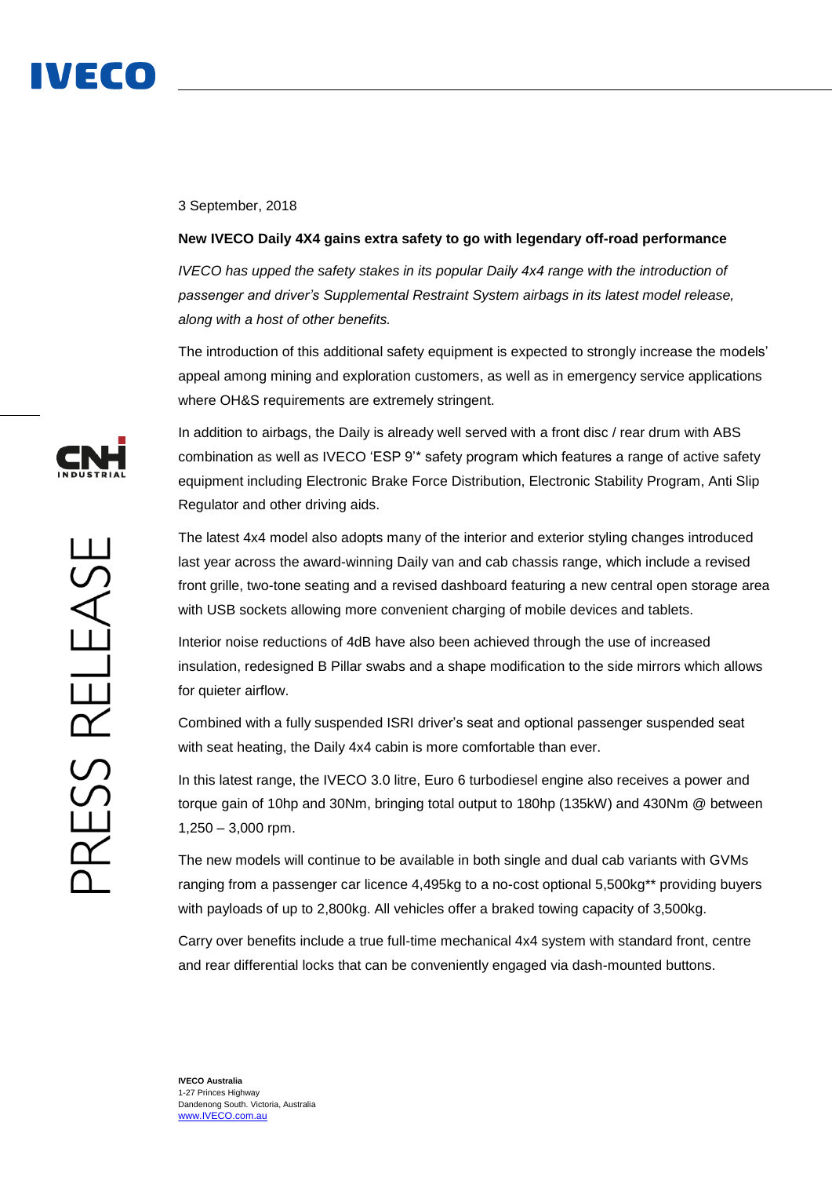3 September, 2018

**New IVECO Daily 4X4 gains extra safety to go with legendary off-road performance**

*IVECO has upped the safety stakes in its popular Daily 4x4 range with the introduction of passenger and driver's Supplemental Restraint System airbags in its latest model release, along with a host of other benefits.*

The introduction of this additional safety equipment is expected to strongly increase the models' appeal among mining and exploration customers, as well as in emergency service applications where OH&S requirements are extremely stringent.

In addition to airbags, the Daily is already well served with a front disc / rear drum with ABS combination as well as IVECO 'ESP 9'* safety program which features a range of active safety equipment including Electronic Brake Force Distribution, Electronic Stability Program, Anti Slip Regulator and other driving aids.

The latest 4x4 model also adopts many of the interior and exterior styling changes introduced last year across the award-winning Daily van and cab chassis range, which include a revised front grille, two-tone seating and a revised dashboard featuring a new central open storage area with USB sockets allowing more convenient charging of mobile devices and tablets.

Interior noise reductions of 4dB have also been achieved through the use of increased insulation, redesigned B Pillar swabs and a shape modification to the side mirrors which allows for quieter airflow.

Combined with a fully suspended ISRI driver's seat and optional passenger suspended seat with seat heating, the Daily 4x4 cabin is more comfortable than ever.

In this latest range, the IVECO 3.0 litre, Euro 6 turbodiesel engine also receives a power and torque gain of 10hp and 30Nm, bringing total output to 180hp (135kW) and 430Nm @ between 1,250 – 3,000 rpm.

The new models will continue to be available in both single and dual cab variants with GVMs ranging from a passenger car licence 4,495kg to a no-cost optional 5,500kg** providing buyers with payloads of up to 2,800kg. All vehicles offer a braked towing capacity of 3,500kg.

Carry over benefits include a true full-time mechanical 4x4 system with standard front, centre and rear differential locks that can be conveniently engaged via dash-mounted buttons.

**IVECO Australia**
1-27 Princes Highway
Dandenong South. Victoria, Australia
www.IVECO.com.au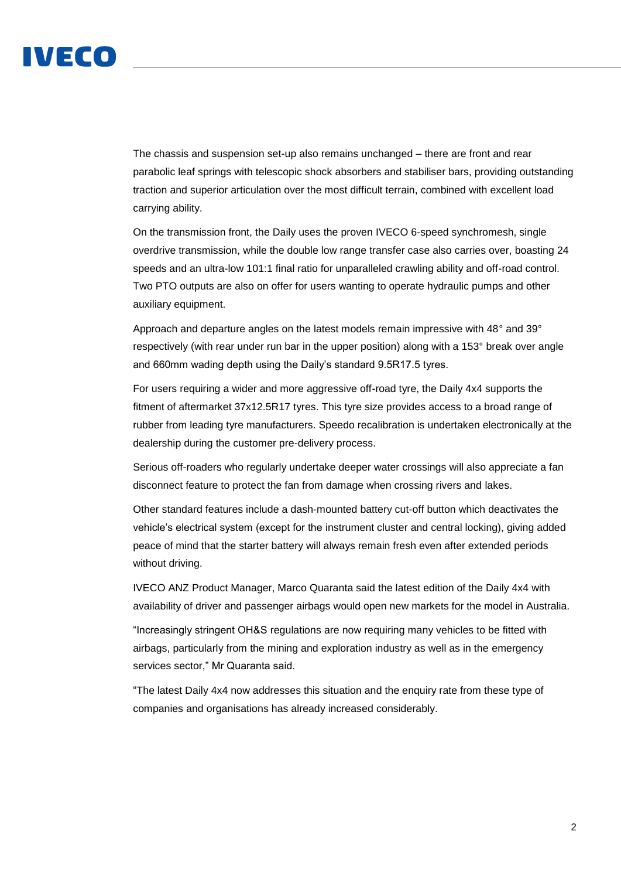The chassis and suspension set-up also remains unchanged – there are front and rear parabolic leaf springs with telescopic shock absorbers and stabiliser bars, providing outstanding traction and superior articulation over the most difficult terrain, combined with excellent load carrying ability.

On the transmission front, the Daily uses the proven IVECO 6-speed synchromesh, single overdrive transmission, while the double low range transfer case also carries over, boasting 24 speeds and an ultra-low 101:1 final ratio for unparalleled crawling ability and off-road control. Two PTO outputs are also on offer for users wanting to operate hydraulic pumps and other auxiliary equipment.

Approach and departure angles on the latest models remain impressive with 48° and 39° respectively (with rear under run bar in the upper position) along with a 153° break over angle and 660mm wading depth using the Daily's standard 9.5R17.5 tyres.

For users requiring a wider and more aggressive off-road tyre, the Daily 4x4 supports the fitment of aftermarket 37x12.5R17 tyres. This tyre size provides access to a broad range of rubber from leading tyre manufacturers. Speedo recalibration is undertaken electronically at the dealership during the customer pre-delivery process.

Serious off-roaders who regularly undertake deeper water crossings will also appreciate a fan disconnect feature to protect the fan from damage when crossing rivers and lakes.

Other standard features include a dash-mounted battery cut-off button which deactivates the vehicle's electrical system (except for the instrument cluster and central locking), giving added peace of mind that the starter battery will always remain fresh even after extended periods without driving.

IVECO ANZ Product Manager, Marco Quaranta said the latest edition of the Daily 4x4 with availability of driver and passenger airbags would open new markets for the model in Australia.

"Increasingly stringent OH&S regulations are now requiring many vehicles to be fitted with airbags, particularly from the mining and exploration industry as well as in the emergency services sector," Mr Quaranta said.

"The latest Daily 4x4 now addresses this situation and the enquiry rate from these type of companies and organisations has already increased considerably.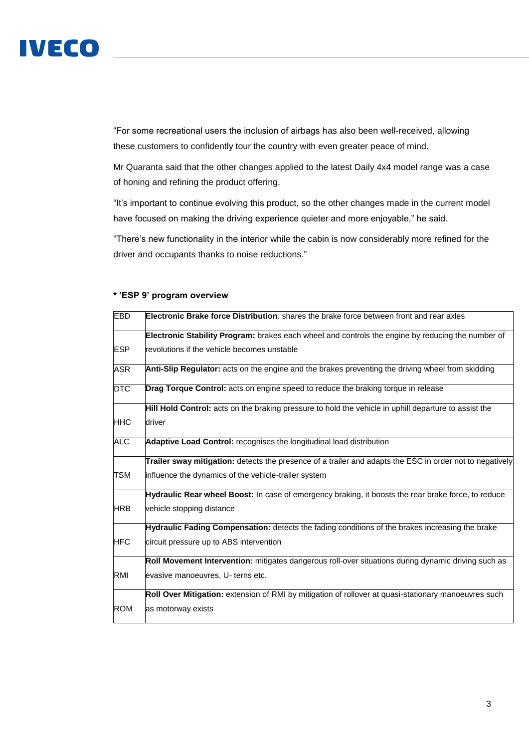“For some recreational users the inclusion of airbags has also been well-received, allowing these customers to confidently tour the country with even greater peace of mind.

Mr Quaranta said that the other changes applied to the latest Daily 4x4 model range was a case of honing and refining the product offering.

“It’s important to continue evolving this product, so the other changes made in the current model have focused on making the driving experience quieter and more enjoyable,” he said.

“There’s new functionality in the interior while the cabin is now considerably more refined for the driver and occupants thanks to noise reductions.”

**\* ’ESP 9’ program overview**

| | |
|---|---|
| EBD | **Electronic Brake force Distribution**: shares the brake force between front and rear axles |
| ESP | **Electronic Stability Program:** brakes each wheel and controls the engine by reducing the number of revolutions if the vehicle becomes unstable |
| ASR | **Anti-Slip Regulator:** acts on the engine and the brakes preventing the driving wheel from skidding |
| DTC | **Drag Torque Control:** acts on engine speed to reduce the braking torque in release |
| HHC | **Hill Hold Control:** acts on the braking pressure to hold the vehicle in uphill departure to assist the driver |
| ALC | **Adaptive Load Control:** recognises the longitudinal load distribution |
| TSM | **Trailer sway mitigation:** detects the presence of a trailer and adapts the ESC in order not to negatively influence the dynamics of the vehicle-trailer system |
| HRB | **Hydraulic Rear wheel Boost:** In case of emergency braking, it boosts the rear brake force, to reduce vehicle stopping distance |
| HFC | **Hydraulic Fading Compensation:** detects the fading conditions of the brakes increasing the brake circuit pressure up to ABS intervention |
| RMI | **Roll Movement Intervention:** mitigates dangerous roll-over situations during dynamic driving such as evasive manoeuvres, U- terns etc. |
| ROM | **Roll Over Mitigation:** extension of RMI by mitigation of rollover at quasi-stationary manoeuvres such as motorway exists |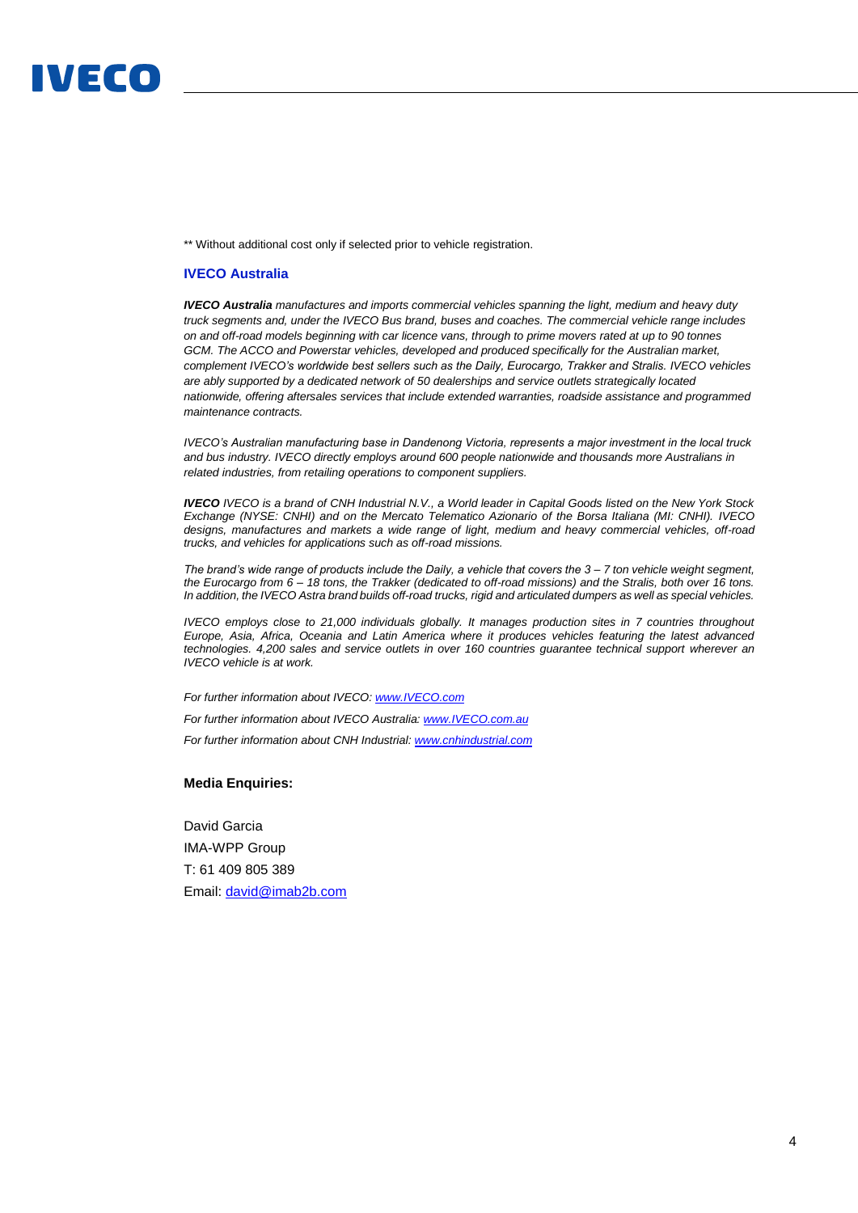** Without additional cost only if selected prior to vehicle registration.

## IVECO Australia

***IVECO Australia*** *manufactures and imports commercial vehicles spanning the light, medium and heavy duty truck segments and, under the IVECO Bus brand, buses and coaches. The commercial vehicle range includes on and off-road models beginning with car licence vans, through to prime movers rated at up to 90 tonnes GCM. The ACCO and Powerstar vehicles, developed and produced specifically for the Australian market, complement IVECO's worldwide best sellers such as the Daily, Eurocargo, Trakker and Stralis. IVECO vehicles are ably supported by a dedicated network of 50 dealerships and service outlets strategically located nationwide, offering aftersales services that include extended warranties, roadside assistance and programmed maintenance contracts.*

*IVECO's Australian manufacturing base in Dandenong Victoria, represents a major investment in the local truck and bus industry. IVECO directly employs around 600 people nationwide and thousands more Australians in related industries, from retailing operations to component suppliers.*

***IVECO*** *IVECO is a brand of CNH Industrial N.V., a World leader in Capital Goods listed on the New York Stock Exchange (NYSE: CNHI) and on the Mercato Telematico Azionario of the Borsa Italiana (MI: CNHI). IVECO designs, manufactures and markets a wide range of light, medium and heavy commercial vehicles, off-road trucks, and vehicles for applications such as off-road missions.*

*The brand's wide range of products include the Daily, a vehicle that covers the 3 – 7 ton vehicle weight segment, the Eurocargo from 6 – 18 tons, the Trakker (dedicated to off-road missions) and the Stralis, both over 16 tons. In addition, the IVECO Astra brand builds off-road trucks, rigid and articulated dumpers as well as special vehicles.*

*IVECO employs close to 21,000 individuals globally. It manages production sites in 7 countries throughout Europe, Asia, Africa, Oceania and Latin America where it produces vehicles featuring the latest advanced technologies. 4,200 sales and service outlets in over 160 countries guarantee technical support wherever an IVECO vehicle is at work.*

*For further information about IVECO: www.IVECO.com*

*For further information about IVECO Australia: www.IVECO.com.au*

*For further information about CNH Industrial: www.cnhindustrial.com*

**Media Enquiries:**

David Garcia
IMA-WPP Group
T: 61 409 805 389
Email: david@imab2b.com